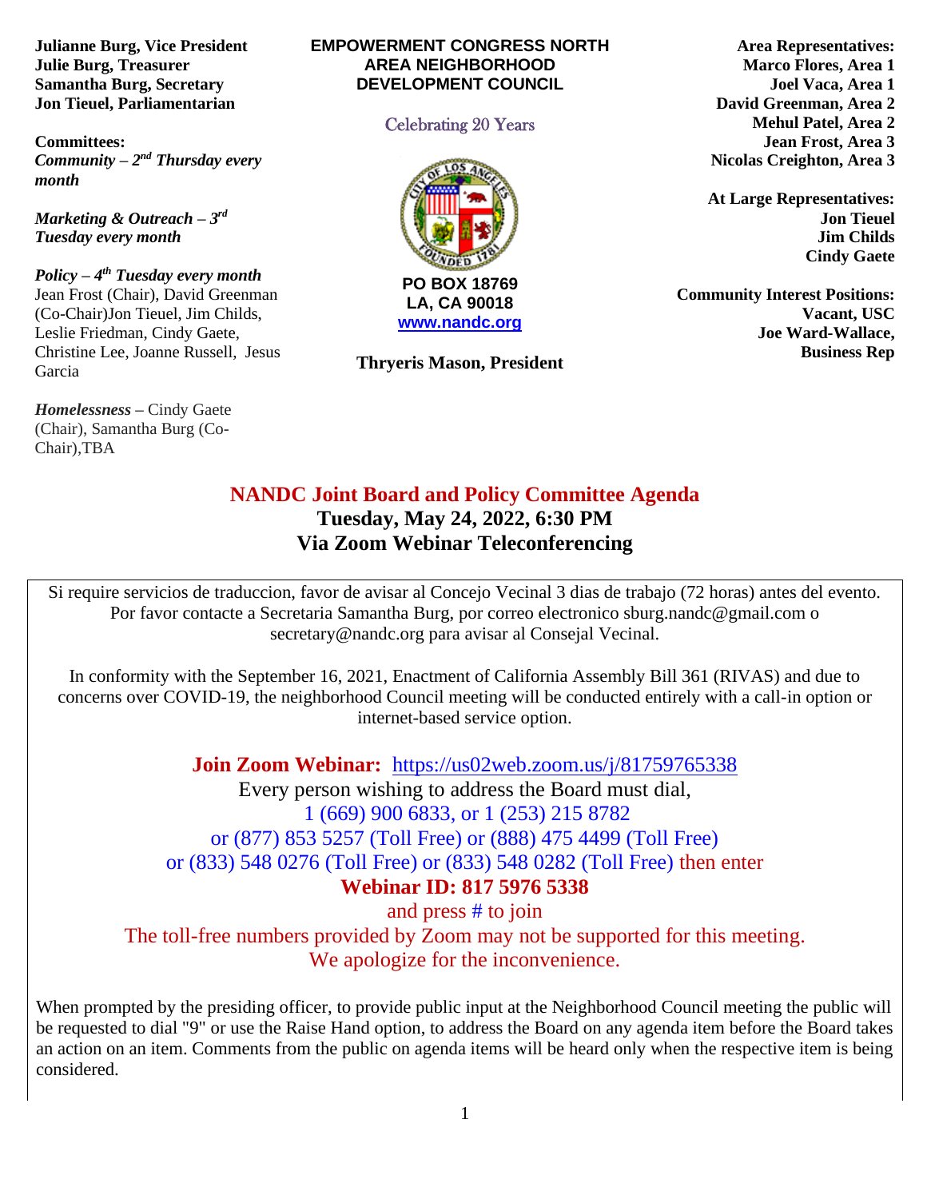**Julianne Burg, Vice President**
**Julie Burg, Treasurer**
**Samantha Burg, Secretary**
**Jon Tieuel, Parliamentarian**

**Committees:**
***Community – 2nd Thursday every month***

***Marketing & Outreach – 3rd Tuesday every month***

***Policy – 4th Tuesday every month***
Jean Frost (Chair), David Greenman (Co-Chair)Jon Tieuel, Jim Childs, Leslie Friedman, Cindy Gaete, Christine Lee, Joanne Russell, Jesus Garcia

***Homelessness*** – Cindy Gaete (Chair), Samantha Burg (Co-Chair),TBA

**EMPOWERMENT CONGRESS NORTH AREA NEIGHBORHOOD DEVELOPMENT COUNCIL**

Celebrating 20 Years

**PO BOX 18769**
**LA, CA 90018**
**[www.nandc.org](http://www.nandc.org)**

**Thryeris Mason, President**

**Area Representatives:**
**Marco Flores, Area 1**
**Joel Vaca, Area 1**
**David Greenman, Area 2**
**Mehul Patel, Area 2**
**Jean Frost, Area 3**
**Nicolas Creighton, Area 3**

**At Large Representatives:**
**Jon Tieuel**
**Jim Childs**
**Cindy Gaete**

**Community Interest Positions:**
**Vacant, USC**
**Joe Ward-Wallace, Business Rep**

# NANDC Joint Board and Policy Committee Agenda

## Tuesday, May 24, 2022, 6:30 PM

## Via Zoom Webinar Teleconferencing

Si require servicios de traduccion, favor de avisar al Concejo Vecinal 3 dias de trabajo (72 horas) antes del evento. Por favor contacte a Secretaria Samantha Burg, por correo electronico sburg.nandc@gmail.com o secretary@nandc.org para avisar al Consejal Vecinal.

In conformity with the September 16, 2021, Enactment of California Assembly Bill 361 (RIVAS) and due to concerns over COVID-19, the neighborhood Council meeting will be conducted entirely with a call-in option or internet-based service option.

**Join Zoom Webinar:** [https://us02web.zoom.us/j/81759765338](https://us02web.zoom.us/j/81759765338)

Every person wishing to address the Board must dial,
1 (669) 900 6833, or 1 (253) 215 8782
or (877) 853 5257 (Toll Free) or (888) 475 4499 (Toll Free)
or (833) 548 0276 (Toll Free) or (833) 548 0282 (Toll Free) then enter
**Webinar ID: 817 5976 5338**
and press # to join
The toll-free numbers provided by Zoom may not be supported for this meeting.
We apologize for the inconvenience.

When prompted by the presiding officer, to provide public input at the Neighborhood Council meeting the public will be requested to dial "9" or use the Raise Hand option, to address the Board on any agenda item before the Board takes an action on an item. Comments from the public on agenda items will be heard only when the respective item is being considered.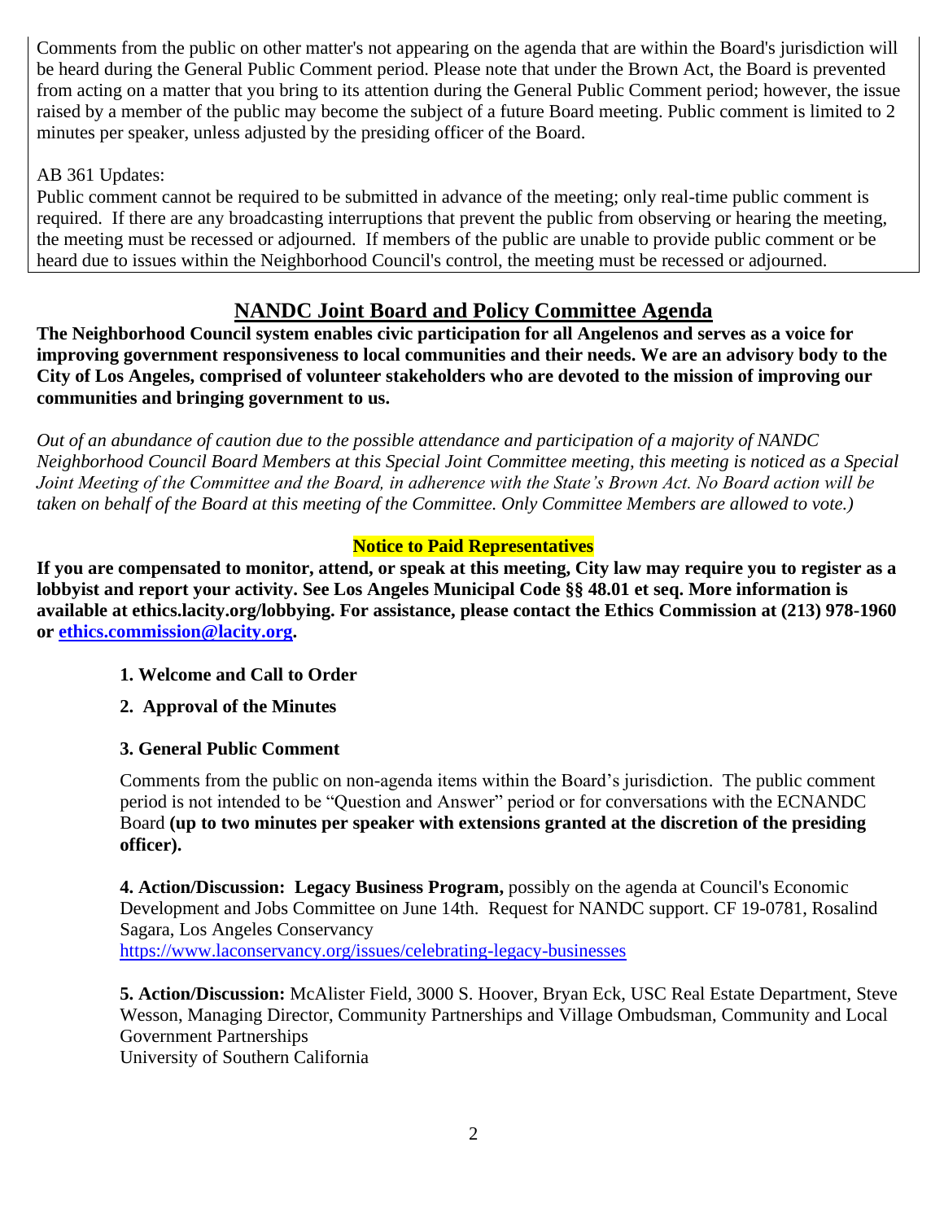Comments from the public on other matter's not appearing on the agenda that are within the Board's jurisdiction will be heard during the General Public Comment period. Please note that under the Brown Act, the Board is prevented from acting on a matter that you bring to its attention during the General Public Comment period; however, the issue raised by a member of the public may become the subject of a future Board meeting. Public comment is limited to 2 minutes per speaker, unless adjusted by the presiding officer of the Board.

AB 361 Updates:
Public comment cannot be required to be submitted in advance of the meeting; only real-time public comment is required. If there are any broadcasting interruptions that prevent the public from observing or hearing the meeting, the meeting must be recessed or adjourned. If members of the public are unable to provide public comment or be heard due to issues within the Neighborhood Council's control, the meeting must be recessed or adjourned.

## NANDC Joint Board and Policy Committee Agenda

**The Neighborhood Council system enables civic participation for all Angelenos and serves as a voice for improving government responsiveness to local communities and their needs. We are an advisory body to the City of Los Angeles, comprised of volunteer stakeholders who are devoted to the mission of improving our communities and bringing government to us.**

*Out of an abundance of caution due to the possible attendance and participation of a majority of NANDC Neighborhood Council Board Members at this Special Joint Committee meeting, this meeting is noticed as a Special Joint Meeting of the Committee and the Board, in adherence with the State's Brown Act. No Board action will be taken on behalf of the Board at this meeting of the Committee. Only Committee Members are allowed to vote.)*

**Notice to Paid Representatives**

**If you are compensated to monitor, attend, or speak at this meeting, City law may require you to register as a lobbyist and report your activity. See Los Angeles Municipal Code §§ 48.01 et seq. More information is available at ethics.lacity.org/lobbying. For assistance, please contact the Ethics Commission at (213) 978-1960 or [ethics.commission@lacity.org](mailto:ethics.commission@lacity.org).**

**1. Welcome and Call to Order**

**2. Approval of the Minutes**

**3. General Public Comment**

Comments from the public on non-agenda items within the Board's jurisdiction. The public comment period is not intended to be "Question and Answer" period or for conversations with the ECNANDC Board **(up to two minutes per speaker with extensions granted at the discretion of the presiding officer).**

**4. Action/Discussion: Legacy Business Program,** possibly on the agenda at Council's Economic Development and Jobs Committee on June 14th. Request for NANDC support. CF 19-0781, Rosalind Sagara, Los Angeles Conservancy
https://www.laconservancy.org/issues/celebrating-legacy-businesses

**5. Action/Discussion:** McAlister Field, 3000 S. Hoover, Bryan Eck, USC Real Estate Department, Steve Wesson, Managing Director, Community Partnerships and Village Ombudsman, Community and Local Government Partnerships
University of Southern California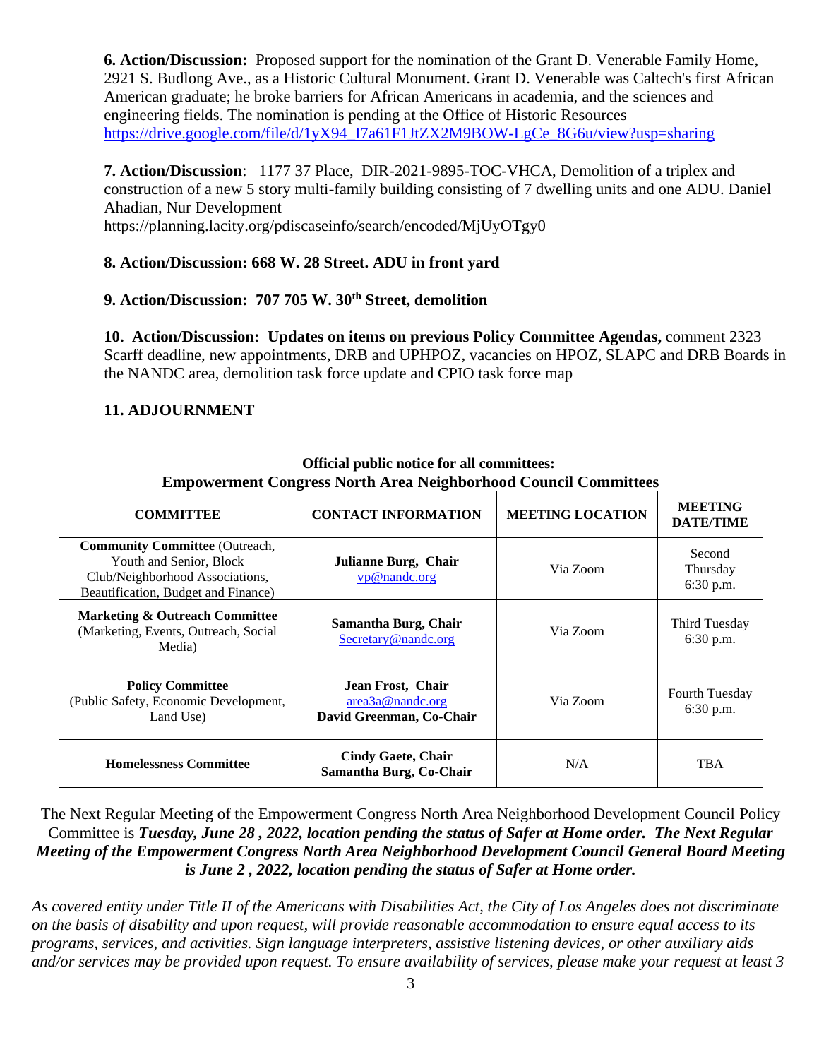**6. Action/Discussion:** Proposed support for the nomination of the Grant D. Venerable Family Home, 2921 S. Budlong Ave., as a Historic Cultural Monument. Grant D. Venerable was Caltech's first African American graduate; he broke barriers for African Americans in academia, and the sciences and engineering fields. The nomination is pending at the Office of Historic Resources https://drive.google.com/file/d/1yX94_I7a61F1JtZX2M9BOW-LgCe_8G6u/view?usp=sharing

**7. Action/Discussion**: 1177 37 Place, DIR-2021-9895-TOC-VHCA, Demolition of a triplex and construction of a new 5 story multi-family building consisting of 7 dwelling units and one ADU. Daniel Ahadian, Nur Development
https://planning.lacity.org/pdiscaseinfo/search/encoded/MjUyOTgy0

**8. Action/Discussion: 668 W. 28 Street. ADU in front yard**

**9. Action/Discussion: 707 705 W. 30th Street, demolition**

**10. Action/Discussion: Updates on items on previous Policy Committee Agendas,** comment 2323 Scarff deadline, new appointments, DRB and UPHPOZ, vacancies on HPOZ, SLAPC and DRB Boards in the NANDC area, demolition task force update and CPIO task force map

**11. ADJOURNMENT**

**Official public notice for all committees:**

**Empowerment Congress North Area Neighborhood Council Committees**

| COMMITTEE | CONTACT INFORMATION | MEETING LOCATION | MEETING DATE/TIME |
|---|---|---|---|
| **Community Committee** (Outreach, Youth and Senior, Block Club/Neighborhood Associations, Beautification, Budget and Finance) | **Julianne Burg, Chair** vp@nandc.org | Via Zoom | Second Thursday 6:30 p.m. |
| **Marketing & Outreach Committee** (Marketing, Events, Outreach, Social Media) | **Samantha Burg, Chair** Secretary@nandc.org | Via Zoom | Third Tuesday 6:30 p.m. |
| **Policy Committee** (Public Safety, Economic Development, Land Use) | **Jean Frost, Chair** area3a@nandc.org **David Greenman, Co-Chair** | Via Zoom | Fourth Tuesday 6:30 p.m. |
| **Homelessness Committee** | **Cindy Gaete, Chair** **Samantha Burg, Co-Chair** | N/A | TBA |

The Next Regular Meeting of the Empowerment Congress North Area Neighborhood Development Council Policy Committee is ***Tuesday, June 28 , 2022, location pending the status of Safer at Home order. The Next Regular Meeting of the Empowerment Congress North Area Neighborhood Development Council General Board Meeting is June 2 , 2022, location pending the status of Safer at Home order.***

*As covered entity under Title II of the Americans with Disabilities Act, the City of Los Angeles does not discriminate on the basis of disability and upon request, will provide reasonable accommodation to ensure equal access to its programs, services, and activities. Sign language interpreters, assistive listening devices, or other auxiliary aids and/or services may be provided upon request. To ensure availability of services, please make your request at least 3*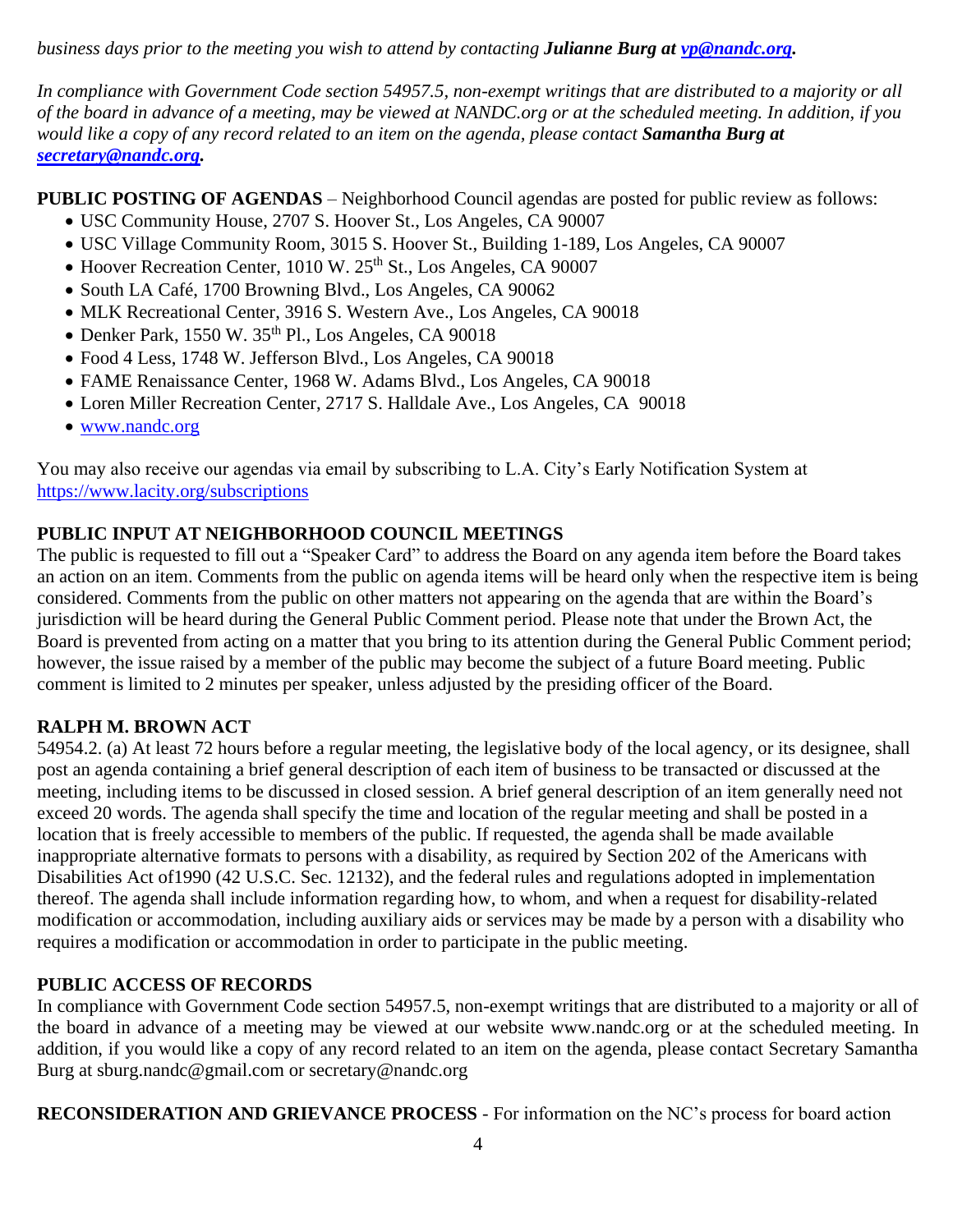*business days prior to the meeting you wish to attend by contacting **Julianne Burg at [vp@nandc.org](mailto:vp@nandc.org).***

*In compliance with Government Code section 54957.5, non-exempt writings that are distributed to a majority or all of the board in advance of a meeting, may be viewed at NANDC.org or at the scheduled meeting. In addition, if you would like a copy of any record related to an item on the agenda, please contact **Samantha Burg at [secretary@nandc.org](mailto:secretary@nandc.org).***

**PUBLIC POSTING OF AGENDAS** – Neighborhood Council agendas are posted for public review as follows:

- USC Community House, 2707 S. Hoover St., Los Angeles, CA 90007
- USC Village Community Room, 3015 S. Hoover St., Building 1-189, Los Angeles, CA 90007
- Hoover Recreation Center, 1010 W. 25th St., Los Angeles, CA 90007
- South LA Café, 1700 Browning Blvd., Los Angeles, CA 90062
- MLK Recreational Center, 3916 S. Western Ave., Los Angeles, CA 90018
- Denker Park, 1550 W. 35th Pl., Los Angeles, CA 90018
- Food 4 Less, 1748 W. Jefferson Blvd., Los Angeles, CA 90018
- FAME Renaissance Center, 1968 W. Adams Blvd., Los Angeles, CA 90018
- Loren Miller Recreation Center, 2717 S. Halldale Ave., Los Angeles, CA 90018
- [www.nandc.org](http://www.nandc.org)

You may also receive our agendas via email by subscribing to L.A. City's Early Notification System at [https://www.lacity.org/subscriptions](https://www.lacity.org/subscriptions)

**PUBLIC INPUT AT NEIGHBORHOOD COUNCIL MEETINGS**

The public is requested to fill out a "Speaker Card" to address the Board on any agenda item before the Board takes an action on an item. Comments from the public on agenda items will be heard only when the respective item is being considered. Comments from the public on other matters not appearing on the agenda that are within the Board's jurisdiction will be heard during the General Public Comment period. Please note that under the Brown Act, the Board is prevented from acting on a matter that you bring to its attention during the General Public Comment period; however, the issue raised by a member of the public may become the subject of a future Board meeting. Public comment is limited to 2 minutes per speaker, unless adjusted by the presiding officer of the Board.

**RALPH M. BROWN ACT**

54954.2. (a) At least 72 hours before a regular meeting, the legislative body of the local agency, or its designee, shall post an agenda containing a brief general description of each item of business to be transacted or discussed at the meeting, including items to be discussed in closed session. A brief general description of an item generally need not exceed 20 words. The agenda shall specify the time and location of the regular meeting and shall be posted in a location that is freely accessible to members of the public. If requested, the agenda shall be made available inappropriate alternative formats to persons with a disability, as required by Section 202 of the Americans with Disabilities Act of1990 (42 U.S.C. Sec. 12132), and the federal rules and regulations adopted in implementation thereof. The agenda shall include information regarding how, to whom, and when a request for disability-related modification or accommodation, including auxiliary aids or services may be made by a person with a disability who requires a modification or accommodation in order to participate in the public meeting.

**PUBLIC ACCESS OF RECORDS**

In compliance with Government Code section 54957.5, non-exempt writings that are distributed to a majority or all of the board in advance of a meeting may be viewed at our website www.nandc.org or at the scheduled meeting. In addition, if you would like a copy of any record related to an item on the agenda, please contact Secretary Samantha Burg at sburg.nandc@gmail.com or secretary@nandc.org

**RECONSIDERATION AND GRIEVANCE PROCESS** - For information on the NC's process for board action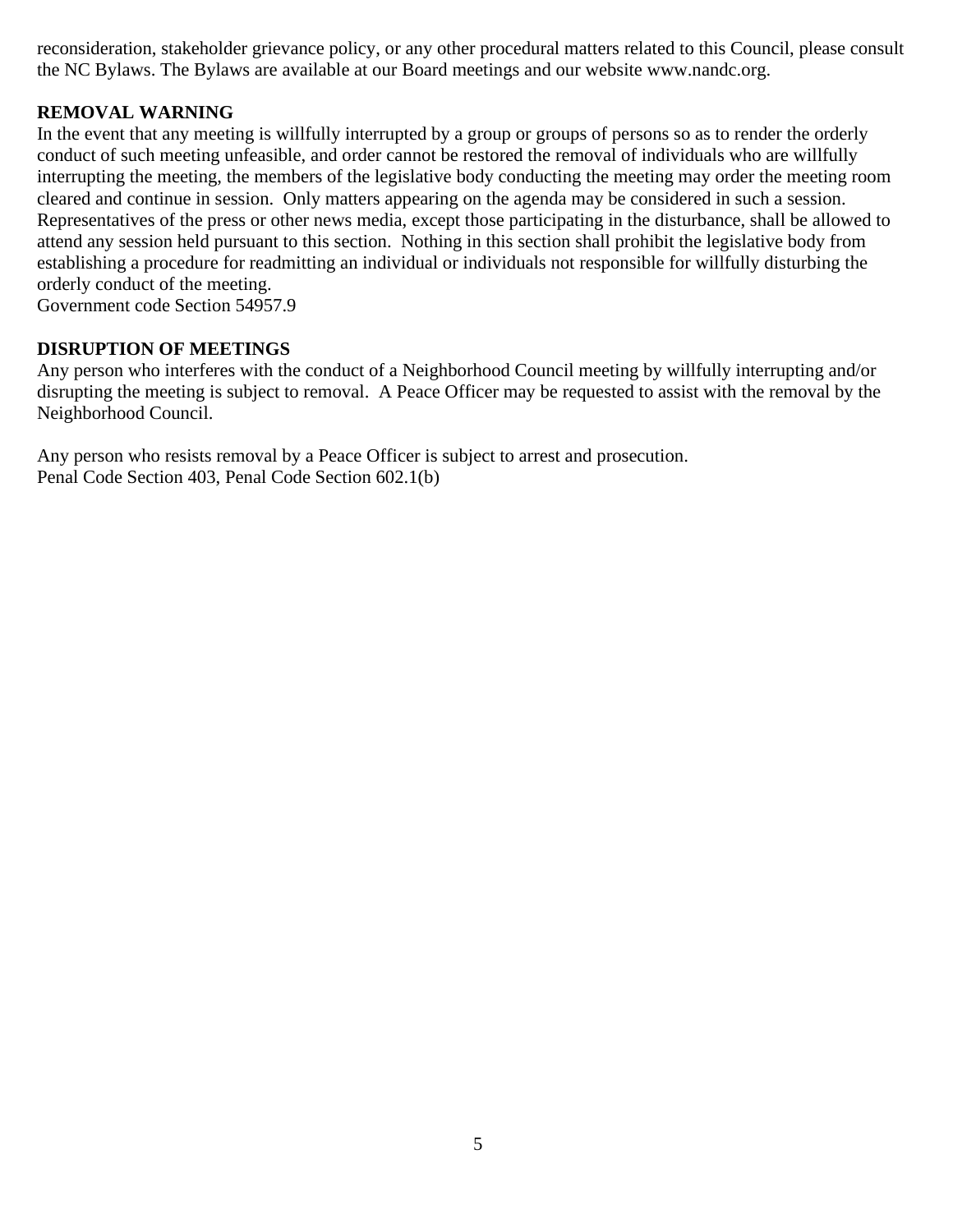reconsideration, stakeholder grievance policy, or any other procedural matters related to this Council, please consult the NC Bylaws. The Bylaws are available at our Board meetings and our website www.nandc.org.

**REMOVAL WARNING**

In the event that any meeting is willfully interrupted by a group or groups of persons so as to render the orderly conduct of such meeting unfeasible, and order cannot be restored the removal of individuals who are willfully interrupting the meeting, the members of the legislative body conducting the meeting may order the meeting room cleared and continue in session. Only matters appearing on the agenda may be considered in such a session. Representatives of the press or other news media, except those participating in the disturbance, shall be allowed to attend any session held pursuant to this section. Nothing in this section shall prohibit the legislative body from establishing a procedure for readmitting an individual or individuals not responsible for willfully disturbing the orderly conduct of the meeting.
Government code Section 54957.9

**DISRUPTION OF MEETINGS**

Any person who interferes with the conduct of a Neighborhood Council meeting by willfully interrupting and/or disrupting the meeting is subject to removal. A Peace Officer may be requested to assist with the removal by the Neighborhood Council.

Any person who resists removal by a Peace Officer is subject to arrest and prosecution.
Penal Code Section 403, Penal Code Section 602.1(b)